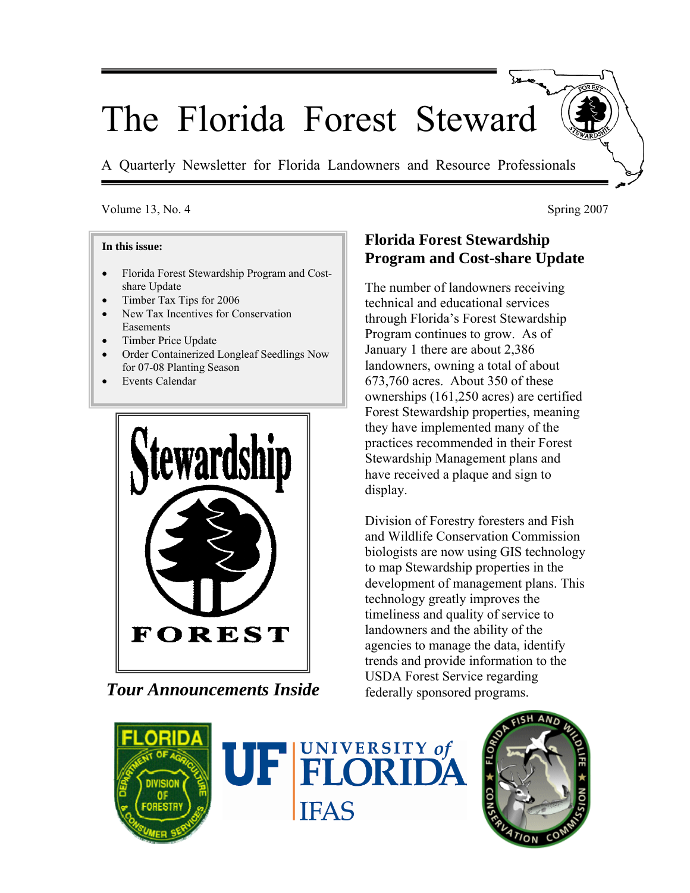# The Florida Forest Steward

A Quarterly Newsletter for Florida Landowners and Resource Professionals

Volume 13, No. 4 | Spring 2007

**In this issue:**

- Florida Forest Stewardship Program and Cost-share Update
- Timber Tax Tips for 2006
- New Tax Incentives for Conservation Easements
- Timber Price Update
- Order Containerized Longleaf Seedlings Now for 07-08 Planting Season
- Events Calendar

***Tour Announcements Inside***

## Florida Forest Stewardship Program and Cost-share Update

The number of landowners receiving technical and educational services through Florida's Forest Stewardship Program continues to grow. As of January 1 there are about 2,386 landowners, owning a total of about 673,760 acres. About 350 of these ownerships (161,250 acres) are certified Forest Stewardship properties, meaning they have implemented many of the practices recommended in their Forest Stewardship Management plans and have received a plaque and sign to display.

Division of Forestry foresters and Fish and Wildlife Conservation Commission biologists are now using GIS technology to map Stewardship properties in the development of management plans. This technology greatly improves the timeliness and quality of service to landowners and the ability of the agencies to manage the data, identify trends and provide information to the USDA Forest Service regarding federally sponsored programs.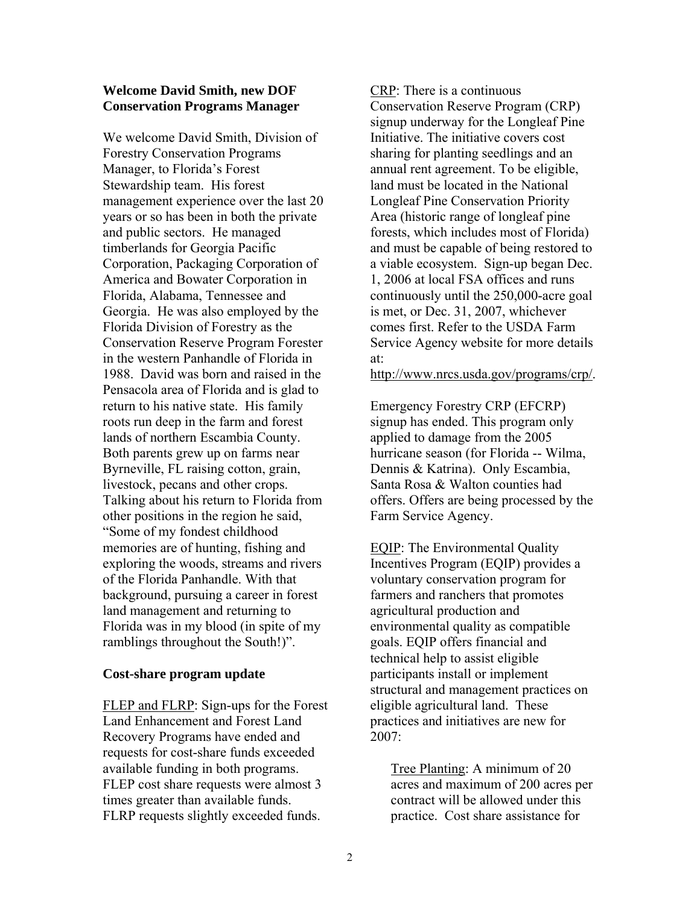**Welcome David Smith, new DOF Conservation Programs Manager**

We welcome David Smith, Division of Forestry Conservation Programs Manager, to Florida's Forest Stewardship team. His forest management experience over the last 20 years or so has been in both the private and public sectors. He managed timberlands for Georgia Pacific Corporation, Packaging Corporation of America and Bowater Corporation in Florida, Alabama, Tennessee and Georgia. He was also employed by the Florida Division of Forestry as the Conservation Reserve Program Forester in the western Panhandle of Florida in 1988. David was born and raised in the Pensacola area of Florida and is glad to return to his native state. His family roots run deep in the farm and forest lands of northern Escambia County. Both parents grew up on farms near Byrneville, FL raising cotton, grain, livestock, pecans and other crops. Talking about his return to Florida from other positions in the region he said, "Some of my fondest childhood memories are of hunting, fishing and exploring the woods, streams and rivers of the Florida Panhandle. With that background, pursuing a career in forest land management and returning to Florida was in my blood (in spite of my ramblings throughout the South!)".

**Cost-share program update**

FLEP and FLRP: Sign-ups for the Forest Land Enhancement and Forest Land Recovery Programs have ended and requests for cost-share funds exceeded available funding in both programs. FLEP cost share requests were almost 3 times greater than available funds. FLRP requests slightly exceeded funds.

CRP: There is a continuous Conservation Reserve Program (CRP) signup underway for the Longleaf Pine Initiative. The initiative covers cost sharing for planting seedlings and an annual rent agreement. To be eligible, land must be located in the National Longleaf Pine Conservation Priority Area (historic range of longleaf pine forests, which includes most of Florida) and must be capable of being restored to a viable ecosystem. Sign-up began Dec. 1, 2006 at local FSA offices and runs continuously until the 250,000-acre goal is met, or Dec. 31, 2007, whichever comes first. Refer to the USDA Farm Service Agency website for more details at: http://www.nrcs.usda.gov/programs/crp/.

Emergency Forestry CRP (EFCRP) signup has ended. This program only applied to damage from the 2005 hurricane season (for Florida -- Wilma, Dennis & Katrina). Only Escambia, Santa Rosa & Walton counties had offers. Offers are being processed by the Farm Service Agency.

EQIP: The Environmental Quality Incentives Program (EQIP) provides a voluntary conservation program for farmers and ranchers that promotes agricultural production and environmental quality as compatible goals. EQIP offers financial and technical help to assist eligible participants install or implement structural and management practices on eligible agricultural land. These practices and initiatives are new for 2007:

Tree Planting: A minimum of 20 acres and maximum of 200 acres per contract will be allowed under this practice. Cost share assistance for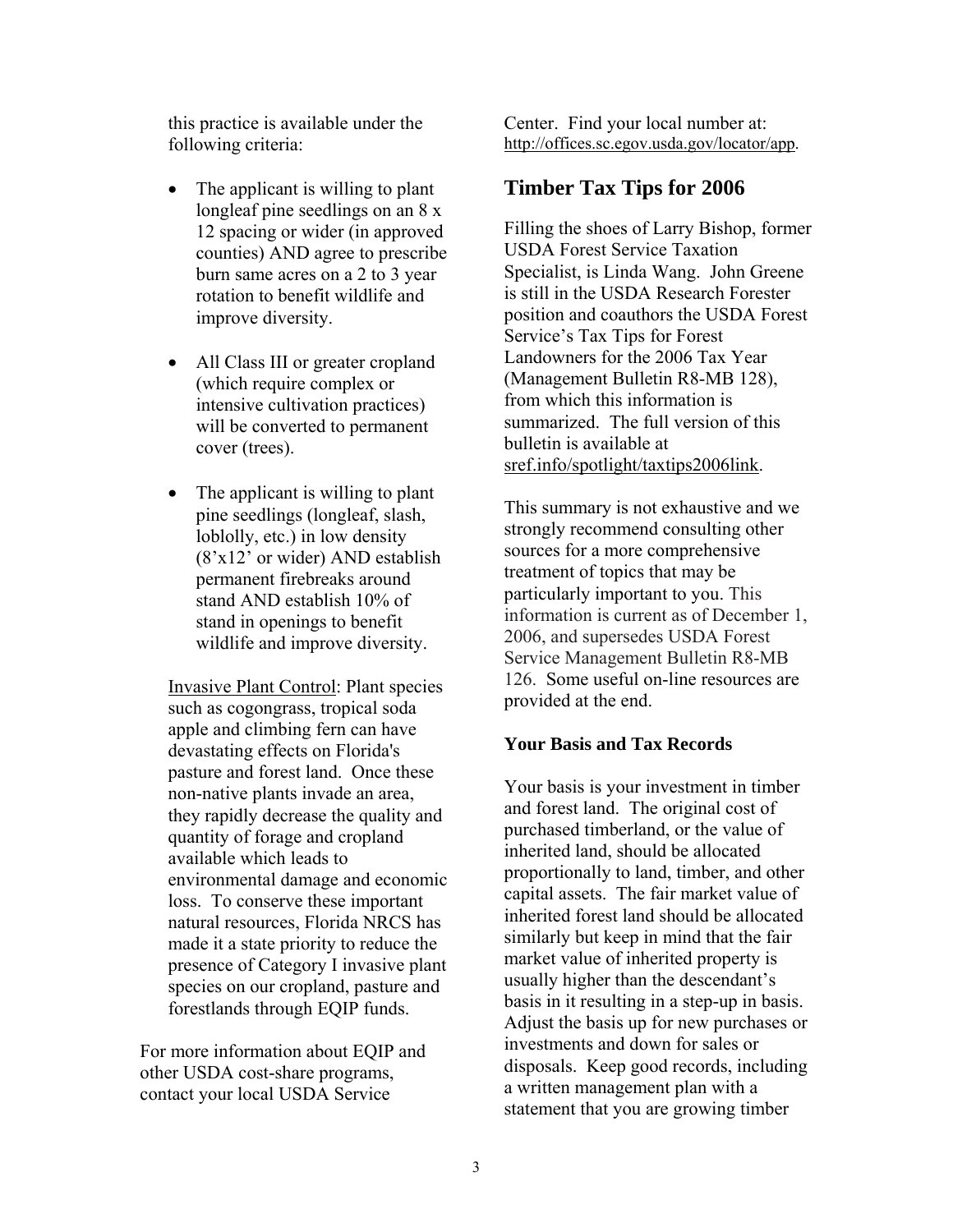this practice is available under the following criteria:

- The applicant is willing to plant longleaf pine seedlings on an 8 x 12 spacing or wider (in approved counties) AND agree to prescribe burn same acres on a 2 to 3 year rotation to benefit wildlife and improve diversity.

- All Class III or greater cropland (which require complex or intensive cultivation practices) will be converted to permanent cover (trees).

- The applicant is willing to plant pine seedlings (longleaf, slash, loblolly, etc.) in low density (8'x12' or wider) AND establish permanent firebreaks around stand AND establish 10% of stand in openings to benefit wildlife and improve diversity.

Invasive Plant Control: Plant species such as cogongrass, tropical soda apple and climbing fern can have devastating effects on Florida's pasture and forest land. Once these non-native plants invade an area, they rapidly decrease the quality and quantity of forage and cropland available which leads to environmental damage and economic loss. To conserve these important natural resources, Florida NRCS has made it a state priority to reduce the presence of Category I invasive plant species on our cropland, pasture and forestlands through EQIP funds.

For more information about EQIP and other USDA cost-share programs, contact your local USDA Service Center. Find your local number at: http://offices.sc.egov.usda.gov/locator/app.

## Timber Tax Tips for 2006

Filling the shoes of Larry Bishop, former USDA Forest Service Taxation Specialist, is Linda Wang. John Greene is still in the USDA Research Forester position and coauthors the USDA Forest Service's Tax Tips for Forest Landowners for the 2006 Tax Year (Management Bulletin R8-MB 128), from which this information is summarized. The full version of this bulletin is available at sref.info/spotlight/taxtips2006link.

This summary is not exhaustive and we strongly recommend consulting other sources for a more comprehensive treatment of topics that may be particularly important to you. This information is current as of December 1, 2006, and supersedes USDA Forest Service Management Bulletin R8-MB 126. Some useful on-line resources are provided at the end.

### Your Basis and Tax Records

Your basis is your investment in timber and forest land. The original cost of purchased timberland, or the value of inherited land, should be allocated proportionally to land, timber, and other capital assets. The fair market value of inherited forest land should be allocated similarly but keep in mind that the fair market value of inherited property is usually higher than the descendant's basis in it resulting in a step-up in basis. Adjust the basis up for new purchases or investments and down for sales or disposals. Keep good records, including a written management plan with a statement that you are growing timber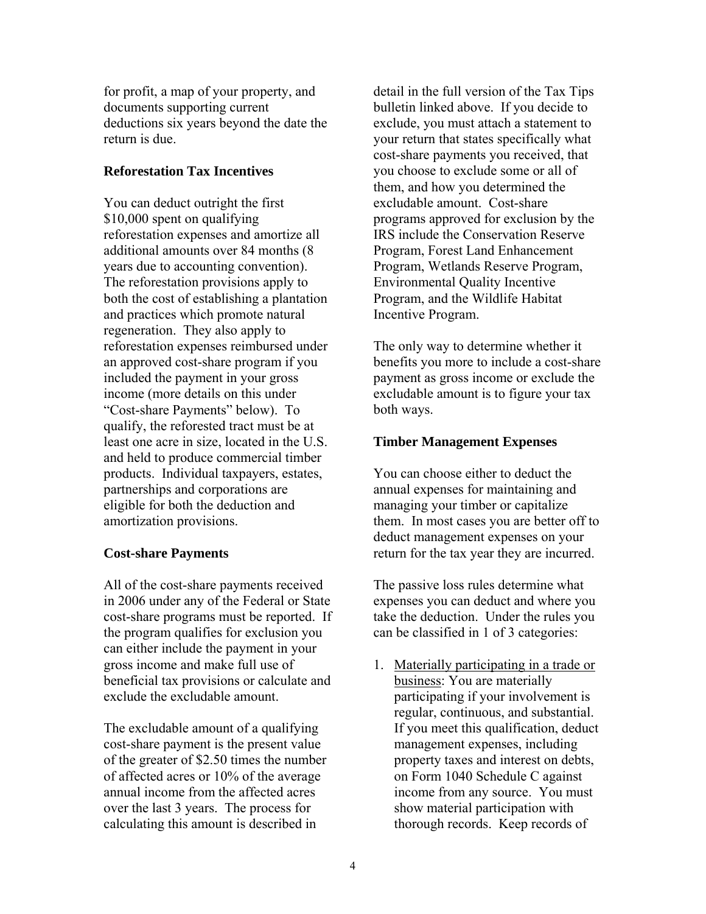for profit, a map of your property, and documents supporting current deductions six years beyond the date the return is due.

**Reforestation Tax Incentives**

You can deduct outright the first $10,000 spent on qualifying reforestation expenses and amortize all additional amounts over 84 months (8 years due to accounting convention). The reforestation provisions apply to both the cost of establishing a plantation and practices which promote natural regeneration. They also apply to reforestation expenses reimbursed under an approved cost-share program if you included the payment in your gross income (more details on this under "Cost-share Payments" below). To qualify, the reforested tract must be at least one acre in size, located in the U.S. and held to produce commercial timber products. Individual taxpayers, estates, partnerships and corporations are eligible for both the deduction and amortization provisions.

**Cost-share Payments**

All of the cost-share payments received in 2006 under any of the Federal or State cost-share programs must be reported. If the program qualifies for exclusion you can either include the payment in your gross income and make full use of beneficial tax provisions or calculate and exclude the excludable amount.

The excludable amount of a qualifying cost-share payment is the present value of the greater of $2.50 times the number of affected acres or 10% of the average annual income from the affected acres over the last 3 years. The process for calculating this amount is described in detail in the full version of the Tax Tips bulletin linked above. If you decide to exclude, you must attach a statement to your return that states specifically what cost-share payments you received, that you choose to exclude some or all of them, and how you determined the excludable amount. Cost-share programs approved for exclusion by the IRS include the Conservation Reserve Program, Forest Land Enhancement Program, Wetlands Reserve Program, Environmental Quality Incentive Program, and the Wildlife Habitat Incentive Program.

The only way to determine whether it benefits you more to include a cost-share payment as gross income or exclude the excludable amount is to figure your tax both ways.

**Timber Management Expenses**

You can choose either to deduct the annual expenses for maintaining and managing your timber or capitalize them. In most cases you are better off to deduct management expenses on your return for the tax year they are incurred.

The passive loss rules determine what expenses you can deduct and where you take the deduction. Under the rules you can be classified in 1 of 3 categories:

1. <u>Materially participating in a trade or business</u>: You are materially participating if your involvement is regular, continuous, and substantial. If you meet this qualification, deduct management expenses, including property taxes and interest on debts, on Form 1040 Schedule C against income from any source. You must show material participation with thorough records. Keep records of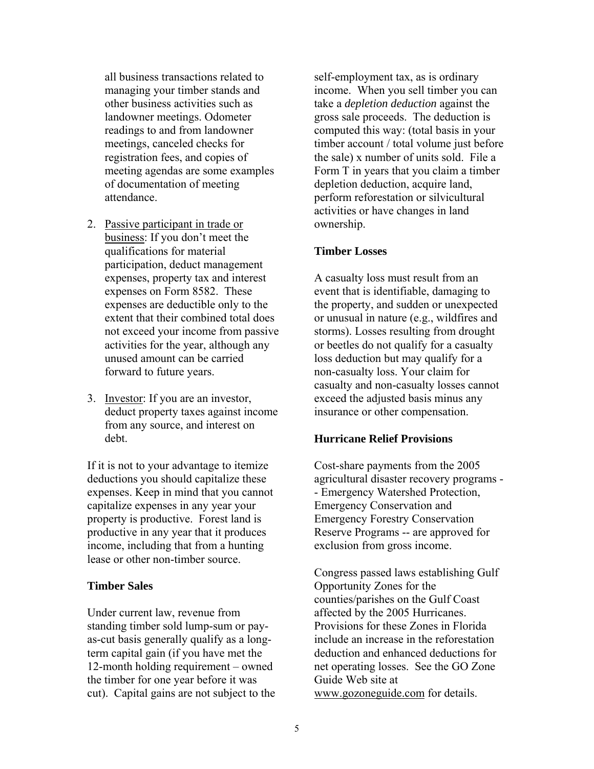all business transactions related to managing your timber stands and other business activities such as landowner meetings. Odometer readings to and from landowner meetings, canceled checks for registration fees, and copies of meeting agendas are some examples of documentation of meeting attendance.

2. Passive participant in trade or business: If you don't meet the qualifications for material participation, deduct management expenses, property tax and interest expenses on Form 8582. These expenses are deductible only to the extent that their combined total does not exceed your income from passive activities for the year, although any unused amount can be carried forward to future years.

3. Investor: If you are an investor, deduct property taxes against income from any source, and interest on debt.

If it is not to your advantage to itemize deductions you should capitalize these expenses. Keep in mind that you cannot capitalize expenses in any year your property is productive. Forest land is productive in any year that it produces income, including that from a hunting lease or other non-timber source.

**Timber Sales**

Under current law, revenue from standing timber sold lump-sum or pay-as-cut basis generally qualify as a long-term capital gain (if you have met the 12-month holding requirement – owned the timber for one year before it was cut). Capital gains are not subject to the self-employment tax, as is ordinary income. When you sell timber you can take a *depletion deduction* against the gross sale proceeds. The deduction is computed this way: (total basis in your timber account / total volume just before the sale) x number of units sold. File a Form T in years that you claim a timber depletion deduction, acquire land, perform reforestation or silvicultural activities or have changes in land ownership.

**Timber Losses**

A casualty loss must result from an event that is identifiable, damaging to the property, and sudden or unexpected or unusual in nature (e.g., wildfires and storms). Losses resulting from drought or beetles do not qualify for a casualty loss deduction but may qualify for a non-casualty loss. Your claim for casualty and non-casualty losses cannot exceed the adjusted basis minus any insurance or other compensation.

**Hurricane Relief Provisions**

Cost-share payments from the 2005 agricultural disaster recovery programs -- Emergency Watershed Protection, Emergency Conservation and Emergency Forestry Conservation Reserve Programs -- are approved for exclusion from gross income.

Congress passed laws establishing Gulf Opportunity Zones for the counties/parishes on the Gulf Coast affected by the 2005 Hurricanes. Provisions for these Zones in Florida include an increase in the reforestation deduction and enhanced deductions for net operating losses. See the GO Zone Guide Web site at www.gozoneguide.com for details.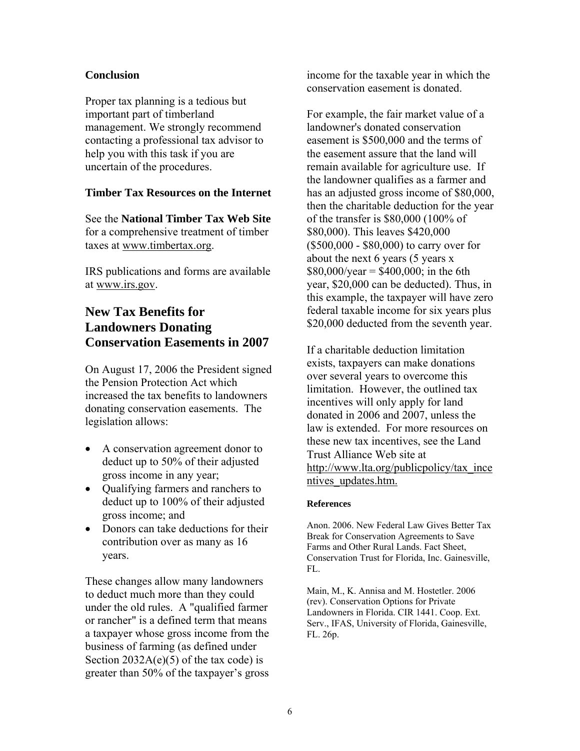### Conclusion

Proper tax planning is a tedious but important part of timberland management. We strongly recommend contacting a professional tax advisor to help you with this task if you are uncertain of the procedures.

### Timber Tax Resources on the Internet

See the **National Timber Tax Web Site** for a comprehensive treatment of timber taxes at www.timbertax.org.

IRS publications and forms are available at www.irs.gov.

## New Tax Benefits for Landowners Donating Conservation Easements in 2007

On August 17, 2006 the President signed the Pension Protection Act which increased the tax benefits to landowners donating conservation easements. The legislation allows:

- A conservation agreement donor to deduct up to 50% of their adjusted gross income in any year;
- Qualifying farmers and ranchers to deduct up to 100% of their adjusted gross income; and
- Donors can take deductions for their contribution over as many as 16 years.

These changes allow many landowners to deduct much more than they could under the old rules. A "qualified farmer or rancher" is a defined term that means a taxpayer whose gross income from the business of farming (as defined under Section 2032A(e)(5) of the tax code) is greater than 50% of the taxpayer's gross income for the taxable year in which the conservation easement is donated.

For example, the fair market value of a landowner's donated conservation easement is $500,000 and the terms of the easement assure that the land will remain available for agriculture use. If the landowner qualifies as a farmer and has an adjusted gross income of $80,000, then the charitable deduction for the year of the transfer is $80,000 (100% of $80,000). This leaves $420,000 ($500,000 - $80,000) to carry over for about the next 6 years (5 years x $80,000/year = $400,000; in the 6th year, $20,000 can be deducted). Thus, in this example, the taxpayer will have zero federal taxable income for six years plus $20,000 deducted from the seventh year.

If a charitable deduction limitation exists, taxpayers can make donations over several years to overcome this limitation. However, the outlined tax incentives will only apply for land donated in 2006 and 2007, unless the law is extended. For more resources on these new tax incentives, see the Land Trust Alliance Web site at http://www.lta.org/publicpolicy/tax_incentives_updates.htm.

#### References

Anon. 2006. New Federal Law Gives Better Tax Break for Conservation Agreements to Save Farms and Other Rural Lands. Fact Sheet, Conservation Trust for Florida, Inc. Gainesville, FL.

Main, M., K. Annisa and M. Hostetler. 2006 (rev). Conservation Options for Private Landowners in Florida. CIR 1441. Coop. Ext. Serv., IFAS, University of Florida, Gainesville, FL. 26p.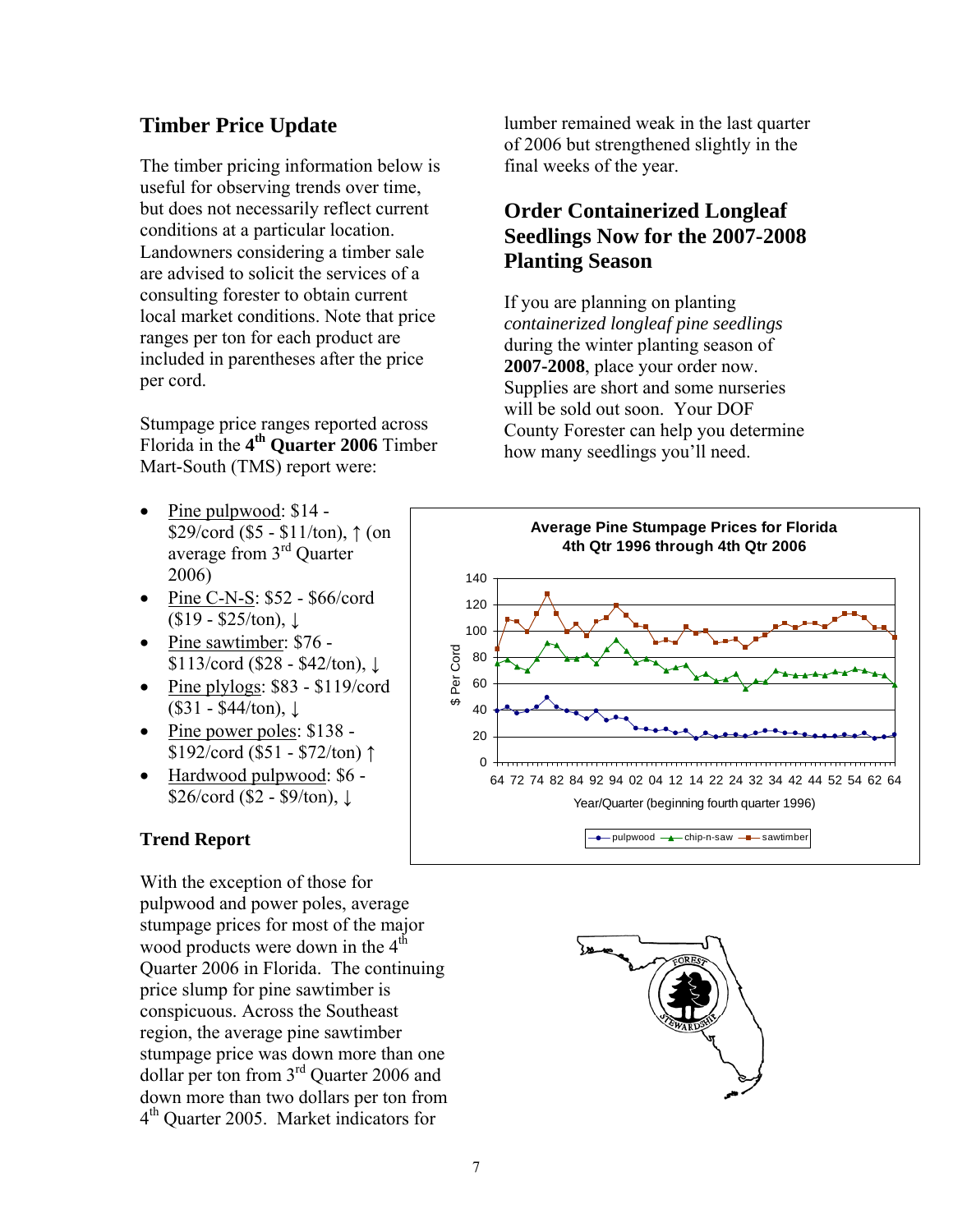## Timber Price Update

The timber pricing information below is useful for observing trends over time, but does not necessarily reflect current conditions at a particular location. Landowners considering a timber sale are advised to solicit the services of a consulting forester to obtain current local market conditions. Note that price ranges per ton for each product are included in parentheses after the price per cord.

Stumpage price ranges reported across Florida in the **4th Quarter 2006** Timber Mart-South (TMS) report were:

- Pine pulpwood: \$14 - \$29/cord (\$5 - \$11/ton), ↑ (on average from 3rd Quarter 2006)
- Pine C-N-S: \$52 - \$66/cord (\$19 - \$25/ton), ↓
- Pine sawtimber: \$76 - \$113/cord (\$28 - \$42/ton), ↓
- Pine plylogs: \$83 - \$119/cord (\$31 - \$44/ton), ↓
- Pine power poles: \$138 - \$192/cord (\$51 - \$72/ton) ↑
- Hardwood pulpwood: \$6 - \$26/cord (\$2 - \$9/ton), ↓

### Trend Report

With the exception of those for pulpwood and power poles, average stumpage prices for most of the major wood products were down in the 4th Quarter 2006 in Florida. The continuing price slump for pine sawtimber is conspicuous. Across the Southeast region, the average pine sawtimber stumpage price was down more than one dollar per ton from 3rd Quarter 2006 and down more than two dollars per ton from 4th Quarter 2005. Market indicators for lumber remained weak in the last quarter of 2006 but strengthened slightly in the final weeks of the year.

Average Pine Stumpage Prices for Florida
4th Qtr 1996 through 4th Qtr 2006

$ Per Cord
0 20 40 60 80 100 120 140

64 72 74 82 84 92 94 02 04 12 14 22 24 32 34 42 44 52 54 62 64

Year/Quarter (beginning fourth quarter 1996)

pulpwood chip-n-saw sawtimber

## Order Containerized Longleaf Seedlings Now for the 2007-2008 Planting Season

If you are planning on planting *containerized longleaf pine seedlings* during the winter planting season of **2007-2008**, place your order now. Supplies are short and some nurseries will be sold out soon. Your DOF County Forester can help you determine how many seedlings you'll need.